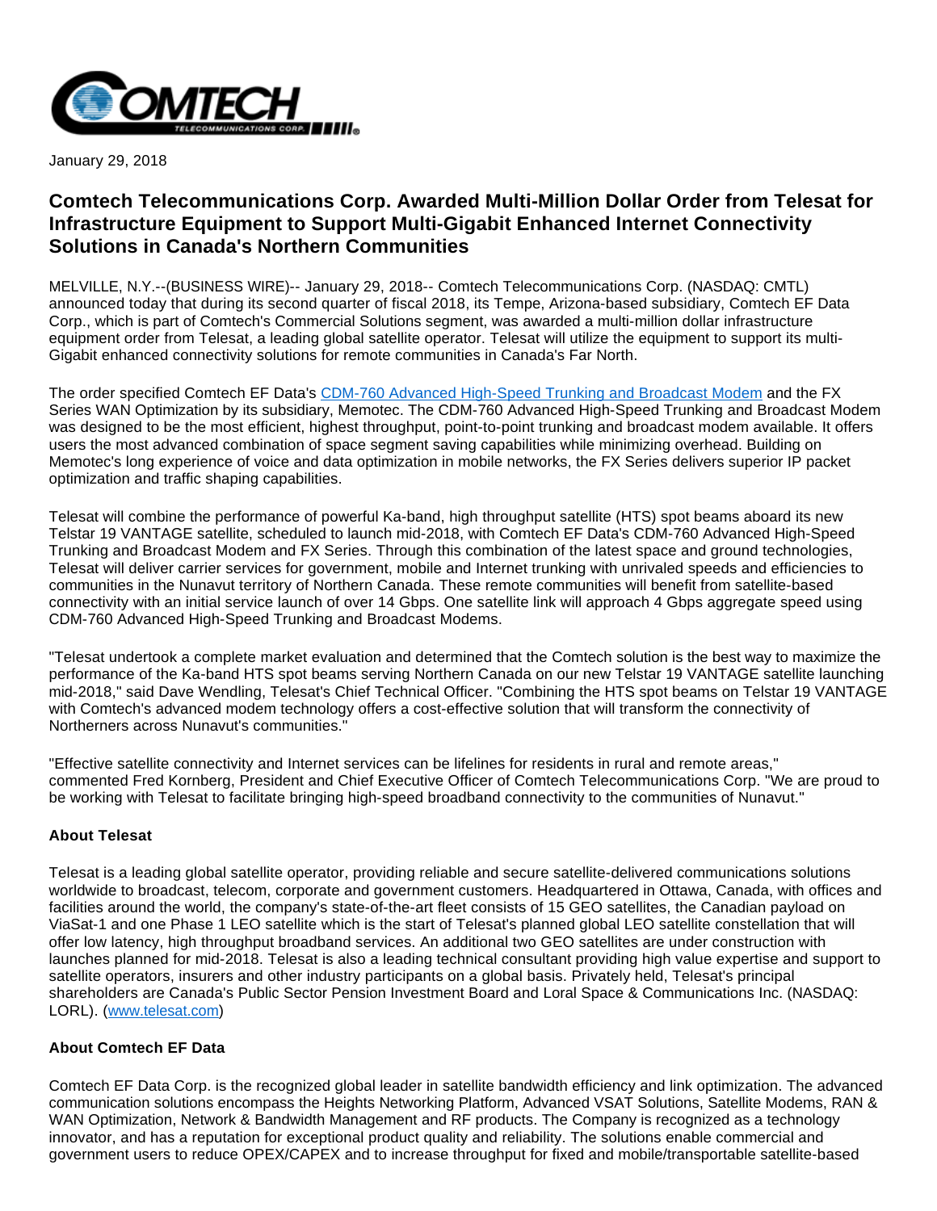January 29, 2018

# Comtech Telecommunications Corp. Awarded Multi-Million Dollar Order from Telesat for Infrastructure Equipment to Support Multi-Gigabit Enhanced Internet Connectivity Solutions in Canada's Northern Communities

MELVILLE, N.Y.--(BUSINESS WIRE)-- January 29, 2018-- Comtech Telecommunications Corp. (NASDAQ: CMTL) announced today that during its second quarter of fiscal 2018, its Tempe, Arizona-based subsidiary, Comtech EF Data Corp., which is part of Comtech's Commercial Solutions segment, was awarded a multi-million dollar infrastructure equipment order from Telesat, a leading global satellite operator. Telesat will utilize the equipment to support its multi-Gigabit enhanced connectivity solutions for remote communities in Canada's Far North.

The order specified Comtech EF Data's CDM-760 Advanced High-Speed Trunking and Broadcast Modem and the FX Series WAN Optimization by its subsidiary, Memotec. The CDM-760 Advanced High-Speed Trunking and Broadcast Modem was designed to be the most efficient, highest throughput, point-to-point trunking and broadcast modem available. It offers users the most advanced combination of space segment saving capabilities while minimizing overhead. Building on Memotec's long experience of voice and data optimization in mobile networks, the FX Series delivers superior IP packet optimization and traffic shaping capabilities.

Telesat will combine the performance of powerful Ka-band, high throughput satellite (HTS) spot beams aboard its new Telstar 19 VANTAGE satellite, scheduled to launch mid-2018, with Comtech EF Data's CDM-760 Advanced High-Speed Trunking and Broadcast Modem and FX Series. Through this combination of the latest space and ground technologies, Telesat will deliver carrier services for government, mobile and Internet trunking with unrivaled speeds and efficiencies to communities in the Nunavut territory of Northern Canada. These remote communities will benefit from satellite-based connectivity with an initial service launch of over 14 Gbps. One satellite link will approach 4 Gbps aggregate speed using CDM-760 Advanced High-Speed Trunking and Broadcast Modems.

"Telesat undertook a complete market evaluation and determined that the Comtech solution is the best way to maximize the performance of the Ka-band HTS spot beams serving Northern Canada on our new Telstar 19 VANTAGE satellite launching mid-2018," said Dave Wendling, Telesat's Chief Technical Officer. "Combining the HTS spot beams on Telstar 19 VANTAGE with Comtech's advanced modem technology offers a cost-effective solution that will transform the connectivity of Northerners across Nunavut's communities."

"Effective satellite connectivity and Internet services can be lifelines for residents in rural and remote areas," commented Fred Kornberg, President and Chief Executive Officer of Comtech Telecommunications Corp. "We are proud to be working with Telesat to facilitate bringing high-speed broadband connectivity to the communities of Nunavut."

**About Telesat**

Telesat is a leading global satellite operator, providing reliable and secure satellite-delivered communications solutions worldwide to broadcast, telecom, corporate and government customers. Headquartered in Ottawa, Canada, with offices and facilities around the world, the company's state-of-the-art fleet consists of 15 GEO satellites, the Canadian payload on ViaSat-1 and one Phase 1 LEO satellite which is the start of Telesat's planned global LEO satellite constellation that will offer low latency, high throughput broadband services. An additional two GEO satellites are under construction with launches planned for mid-2018. Telesat is also a leading technical consultant providing high value expertise and support to satellite operators, insurers and other industry participants on a global basis. Privately held, Telesat's principal shareholders are Canada's Public Sector Pension Investment Board and Loral Space & Communications Inc. (NASDAQ: LORL). (www.telesat.com)

**About Comtech EF Data**

Comtech EF Data Corp. is the recognized global leader in satellite bandwidth efficiency and link optimization. The advanced communication solutions encompass the Heights Networking Platform, Advanced VSAT Solutions, Satellite Modems, RAN & WAN Optimization, Network & Bandwidth Management and RF products. The Company is recognized as a technology innovator, and has a reputation for exceptional product quality and reliability. The solutions enable commercial and government users to reduce OPEX/CAPEX and to increase throughput for fixed and mobile/transportable satellite-based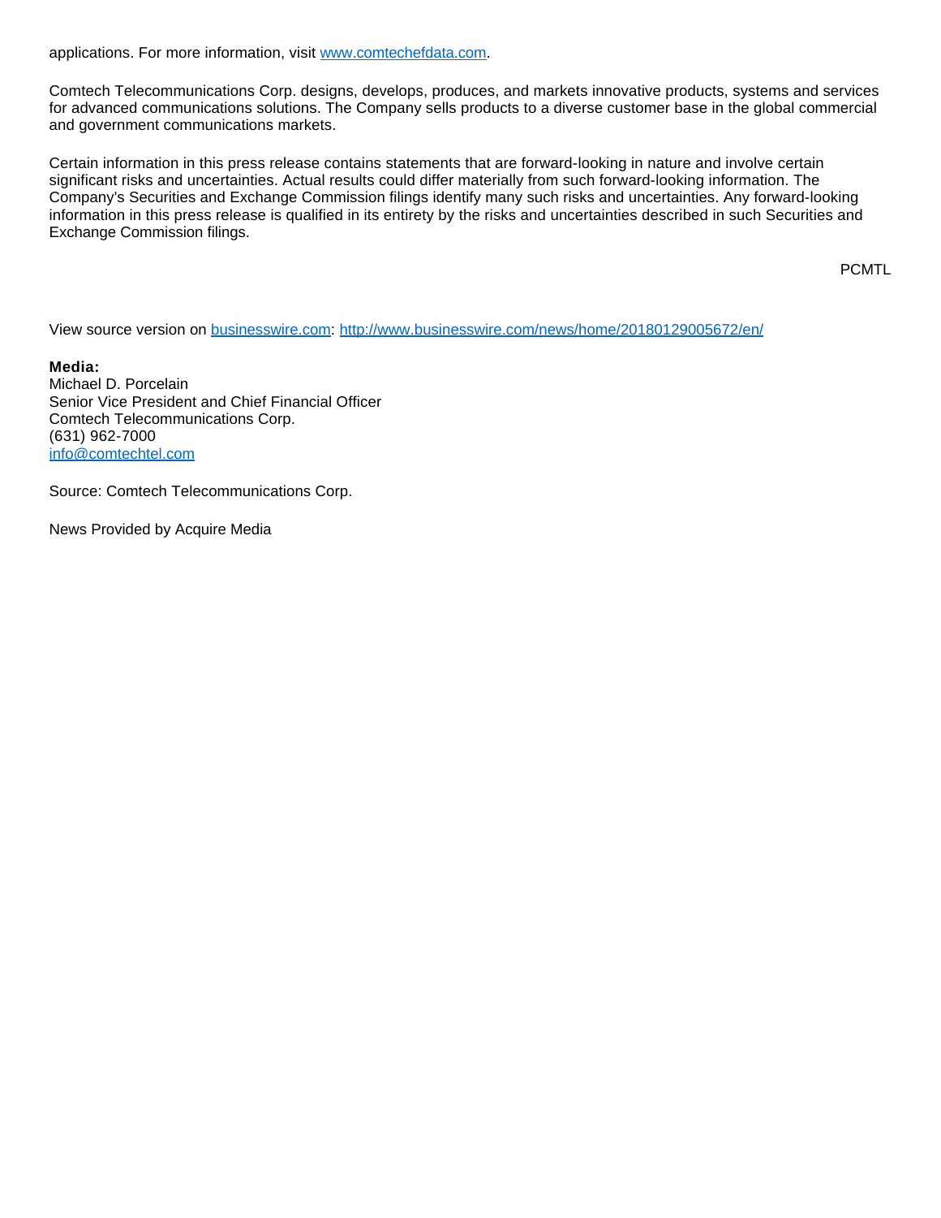applications. For more information, visit www.comtechefdata.com.

Comtech Telecommunications Corp. designs, develops, produces, and markets innovative products, systems and services for advanced communications solutions. The Company sells products to a diverse customer base in the global commercial and government communications markets.

Certain information in this press release contains statements that are forward-looking in nature and involve certain significant risks and uncertainties. Actual results could differ materially from such forward-looking information. The Company's Securities and Exchange Commission filings identify many such risks and uncertainties. Any forward-looking information in this press release is qualified in its entirety by the risks and uncertainties described in such Securities and Exchange Commission filings.

PCMTL

View source version on businesswire.com: http://www.businesswire.com/news/home/20180129005672/en/

**Media:**
Michael D. Porcelain
Senior Vice President and Chief Financial Officer
Comtech Telecommunications Corp.
(631) 962-7000
info@comtechtel.com

Source: Comtech Telecommunications Corp.

News Provided by Acquire Media